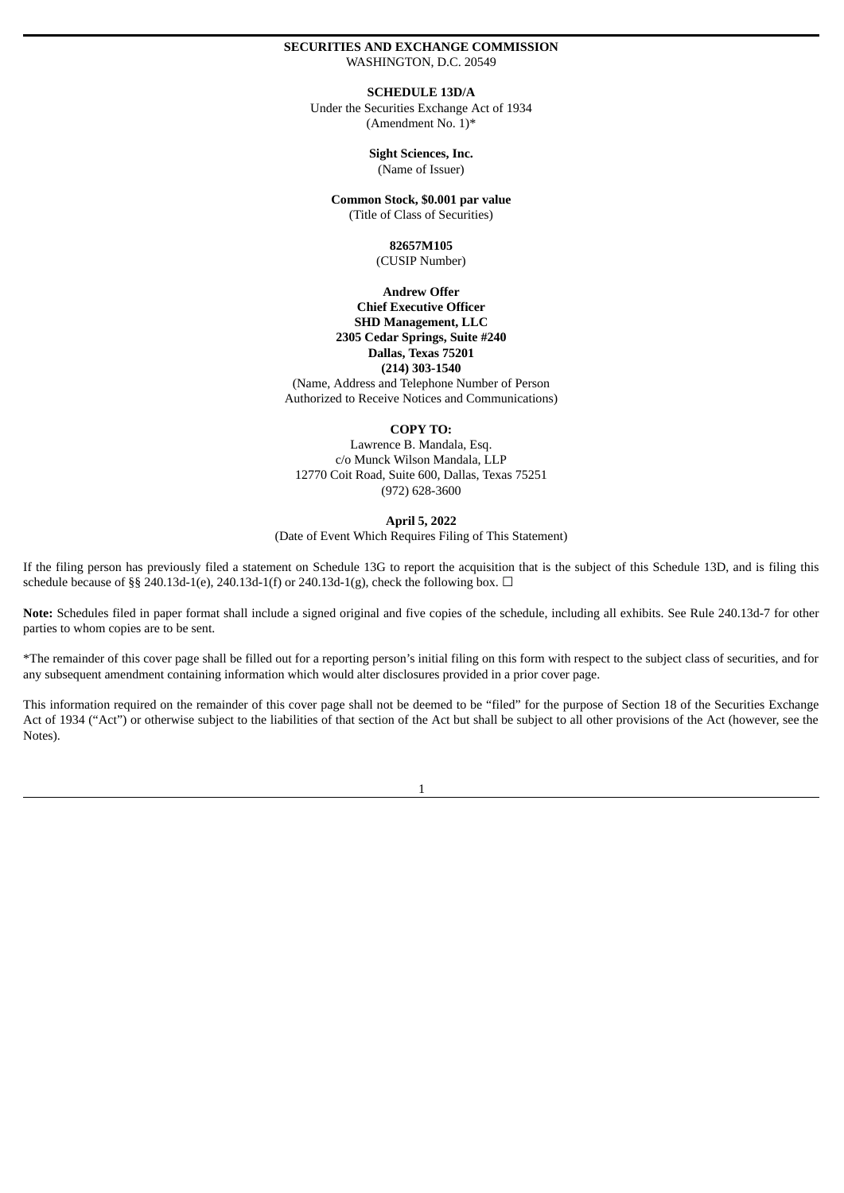**SECURITIES AND EXCHANGE COMMISSION**
WASHINGTON, D.C. 20549

**SCHEDULE 13D/A**
Under the Securities Exchange Act of 1934
(Amendment No. 1)*

**Sight Sciences, Inc.**
(Name of Issuer)

**Common Stock, $0.001 par value**
(Title of Class of Securities)

**82657M105**
(CUSIP Number)

**Andrew Offer**
**Chief Executive Officer**
**SHD Management, LLC**
**2305 Cedar Springs, Suite #240**
**Dallas, Texas 75201**
**(214) 303-1540**
(Name, Address and Telephone Number of Person
Authorized to Receive Notices and Communications)

**COPY TO:**
Lawrence B. Mandala, Esq.
c/o Munck Wilson Mandala, LLP
12770 Coit Road, Suite 600, Dallas, Texas 75251
(972) 628-3600

**April 5, 2022**
(Date of Event Which Requires Filing of This Statement)

If the filing person has previously filed a statement on Schedule 13G to report the acquisition that is the subject of this Schedule 13D, and is filing this schedule because of §§ 240.13d-1(e), 240.13d-1(f) or 240.13d-1(g), check the following box. ☐

**Note:** Schedules filed in paper format shall include a signed original and five copies of the schedule, including all exhibits. See Rule 240.13d-7 for other parties to whom copies are to be sent.

*The remainder of this cover page shall be filled out for a reporting person's initial filing on this form with respect to the subject class of securities, and for any subsequent amendment containing information which would alter disclosures provided in a prior cover page.

This information required on the remainder of this cover page shall not be deemed to be "filed" for the purpose of Section 18 of the Securities Exchange Act of 1934 ("Act") or otherwise subject to the liabilities of that section of the Act but shall be subject to all other provisions of the Act (however, see the Notes).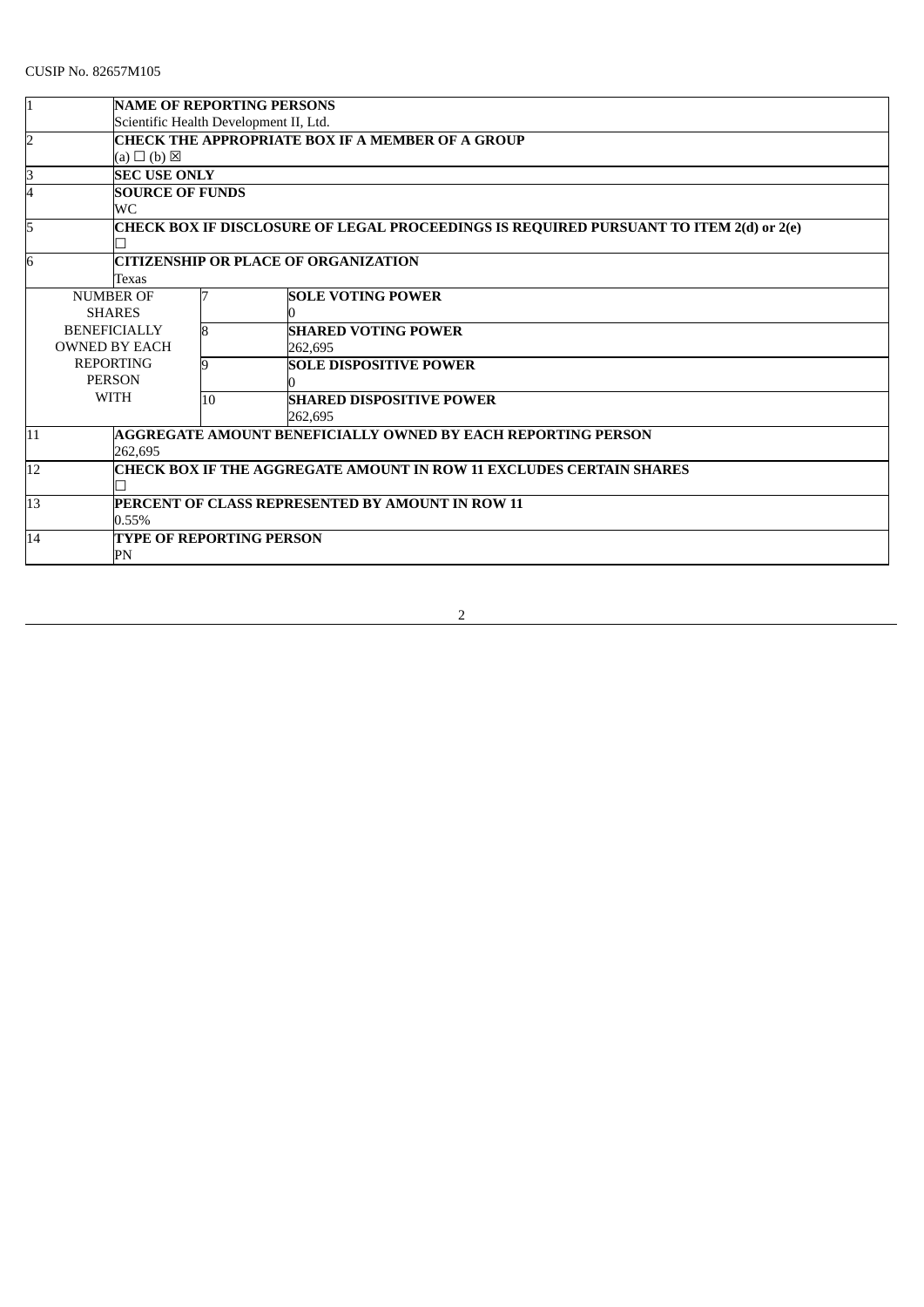CUSIP No. 82657M105

| | | | |
|---|---|---|---|
| 1 | **NAME OF REPORTING PERSONS**<br>Scientific Health Development II, Ltd. | | |
| 2 | **CHECK THE APPROPRIATE BOX IF A MEMBER OF A GROUP**<br>(a) ☐ (b) ☒ | | |
| 3 | **SEC USE ONLY** | | |
| 4 | **SOURCE OF FUNDS**<br>WC | | |
| 5 | **CHECK BOX IF DISCLOSURE OF LEGAL PROCEEDINGS IS REQUIRED PURSUANT TO ITEM 2(d) or 2(e)**<br>☐ | | |
| 6 | **CITIZENSHIP OR PLACE OF ORGANIZATION**<br>Texas | | |
| NUMBER OF SHARES BENEFICIALLY OWNED BY EACH REPORTING PERSON WITH | 7 | **SOLE VOTING POWER**<br>0 | |
| | 8 | **SHARED VOTING POWER**<br>262,695 | |
| | 9 | **SOLE DISPOSITIVE POWER**<br>0 | |
| | 10 | **SHARED DISPOSITIVE POWER**<br>262,695 | |
| 11 | **AGGREGATE AMOUNT BENEFICIALLY OWNED BY EACH REPORTING PERSON**<br>262,695 | | |
| 12 | **CHECK BOX IF THE AGGREGATE AMOUNT IN ROW 11 EXCLUDES CERTAIN SHARES**<br>☐ | | |
| 13 | **PERCENT OF CLASS REPRESENTED BY AMOUNT IN ROW 11**<br>0.55% | | |
| 14 | **TYPE OF REPORTING PERSON**<br>PN | | |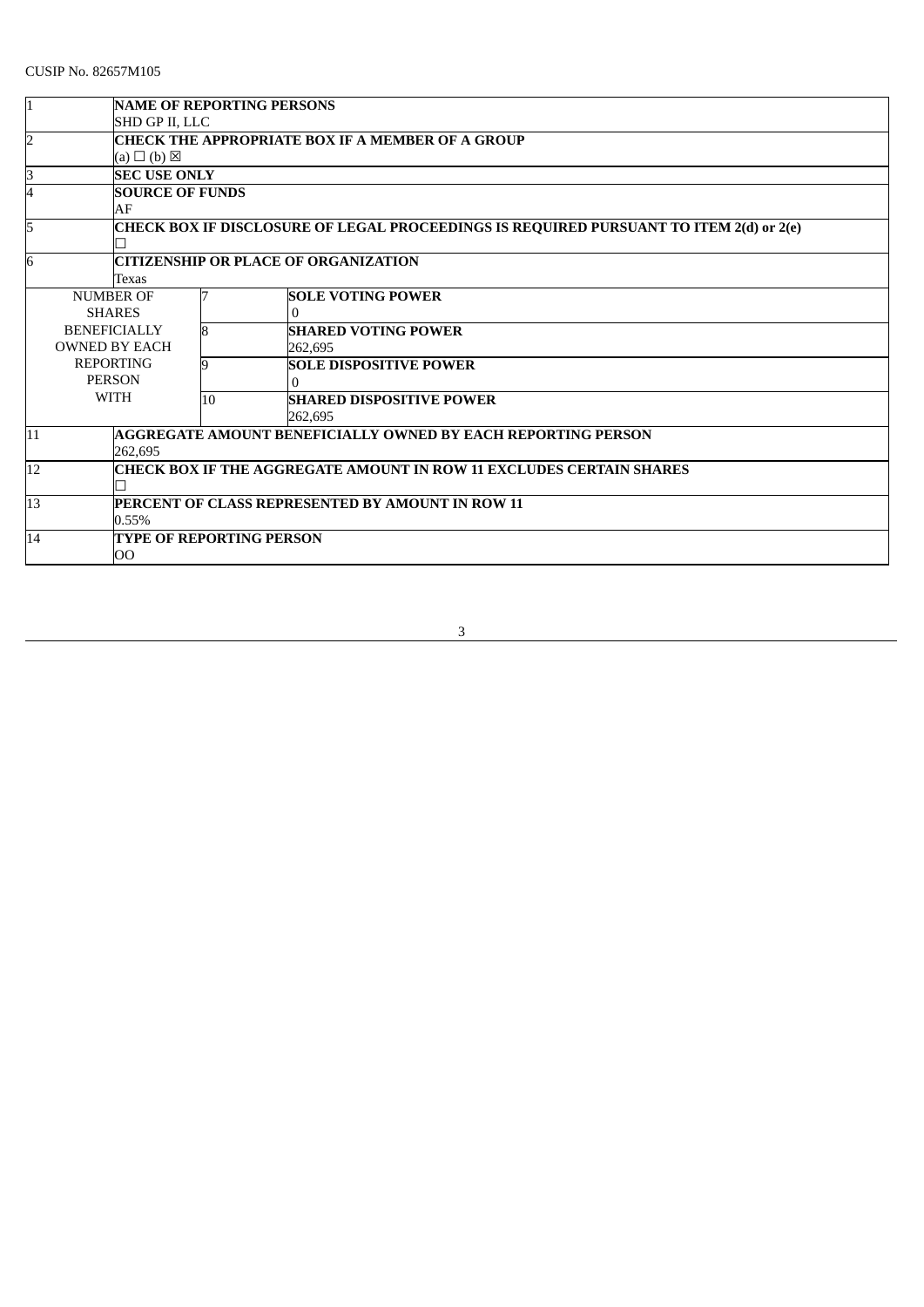CUSIP No. 82657M105

| | | | |
|---|---|---|---|
| 1 | **NAME OF REPORTING PERSONS**<br>SHD GP II, LLC | | |
| 2 | **CHECK THE APPROPRIATE BOX IF A MEMBER OF A GROUP**<br>(a) ☐ (b) ☒ | | |
| 3 | **SEC USE ONLY** | | |
| 4 | **SOURCE OF FUNDS**<br>AF | | |
| 5 | **CHECK BOX IF DISCLOSURE OF LEGAL PROCEEDINGS IS REQUIRED PURSUANT TO ITEM 2(d) or 2(e)**<br>☐ | | |
| 6 | **CITIZENSHIP OR PLACE OF ORGANIZATION**<br>Texas | | |
| NUMBER OF SHARES BENEFICIALLY OWNED BY EACH REPORTING PERSON WITH | | 7 | **SOLE VOTING POWER**<br>0 |
| | | 8 | **SHARED VOTING POWER**<br>262,695 |
| | | 9 | **SOLE DISPOSITIVE POWER**<br>0 |
| | | 10 | **SHARED DISPOSITIVE POWER**<br>262,695 |
| 11 | **AGGREGATE AMOUNT BENEFICIALLY OWNED BY EACH REPORTING PERSON**<br>262,695 | | |
| 12 | **CHECK BOX IF THE AGGREGATE AMOUNT IN ROW 11 EXCLUDES CERTAIN SHARES**<br>☐ | | |
| 13 | **PERCENT OF CLASS REPRESENTED BY AMOUNT IN ROW 11**<br>0.55% | | |
| 14 | **TYPE OF REPORTING PERSON**<br>OO | | |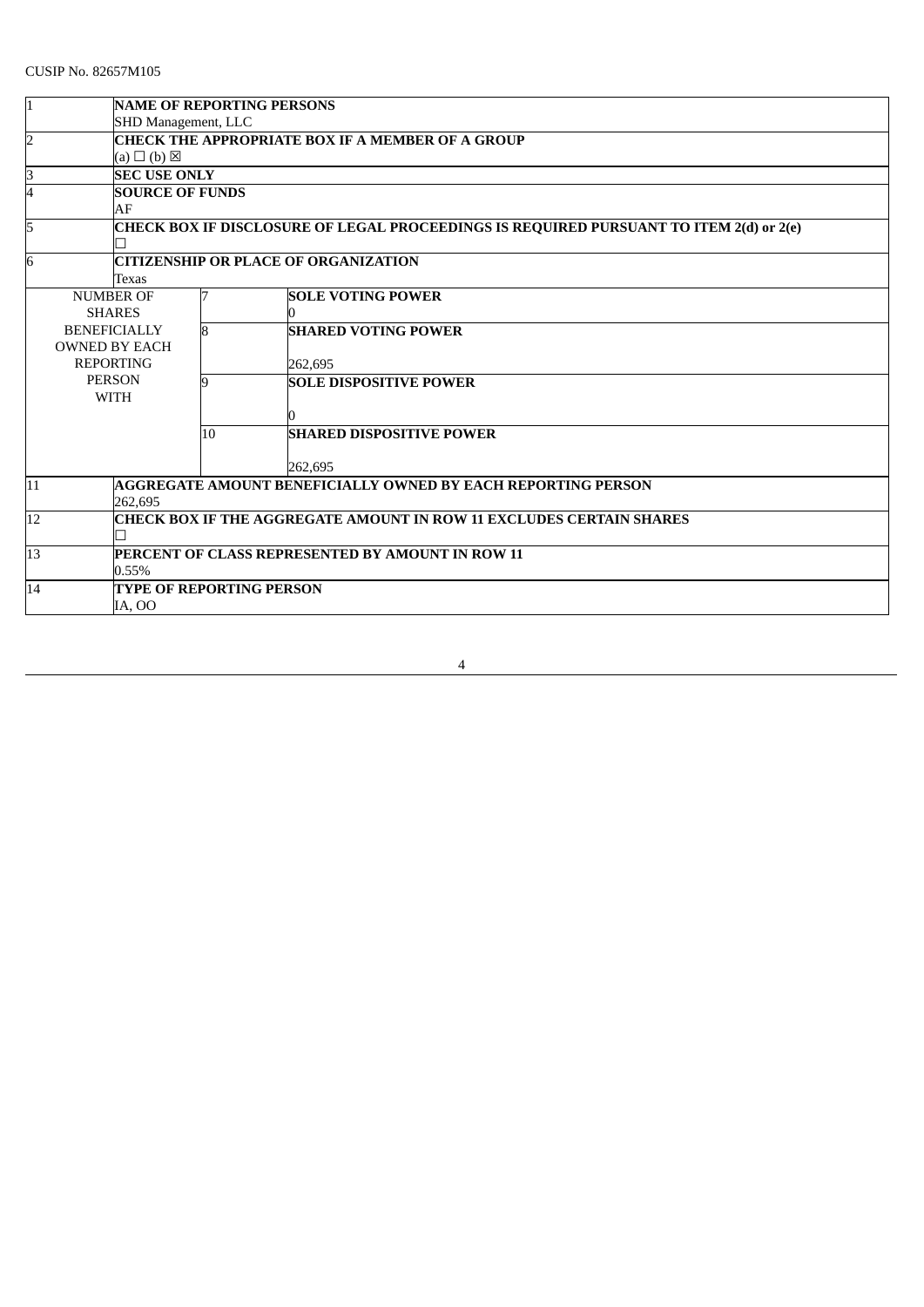CUSIP No. 82657M105

| | | | |
|---|---|---|---|
| 1 | **NAME OF REPORTING PERSONS**<br>SHD Management, LLC | | |
| 2 | **CHECK THE APPROPRIATE BOX IF A MEMBER OF A GROUP**<br>(a) ☐ (b) ☒ | | |
| 3 | **SEC USE ONLY** | | |
| 4 | **SOURCE OF FUNDS**<br>AF | | |
| 5 | **CHECK BOX IF DISCLOSURE OF LEGAL PROCEEDINGS IS REQUIRED PURSUANT TO ITEM 2(d) or 2(e)**<br>☐ | | |
| 6 | **CITIZENSHIP OR PLACE OF ORGANIZATION**<br>Texas | | |
| NUMBER OF SHARES BENEFICIALLY OWNED BY EACH REPORTING PERSON WITH | 7 | **SOLE VOTING POWER**<br>0 | |
| | 8 | **SHARED VOTING POWER**<br>262,695 | |
| | 9 | **SOLE DISPOSITIVE POWER**<br>0 | |
| | 10 | **SHARED DISPOSITIVE POWER**<br>262,695 | |
| 11 | **AGGREGATE AMOUNT BENEFICIALLY OWNED BY EACH REPORTING PERSON**<br>262,695 | | |
| 12 | **CHECK BOX IF THE AGGREGATE AMOUNT IN ROW 11 EXCLUDES CERTAIN SHARES**<br>☐ | | |
| 13 | **PERCENT OF CLASS REPRESENTED BY AMOUNT IN ROW 11**<br>0.55% | | |
| 14 | **TYPE OF REPORTING PERSON**<br>IA, OO | | |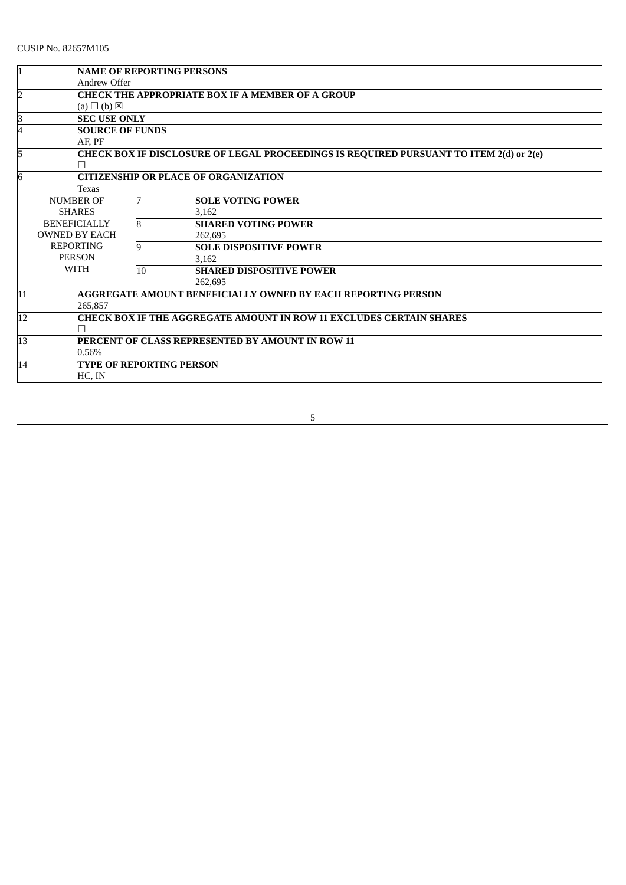CUSIP No. 82657M105

| | | | |
|---|---|---|---|
| 1 | **NAME OF REPORTING PERSONS**<br>Andrew Offer | | |
| 2 | **CHECK THE APPROPRIATE BOX IF A MEMBER OF A GROUP**<br>(a) ☐ (b) ☒ | | |
| 3 | **SEC USE ONLY** | | |
| 4 | **SOURCE OF FUNDS**<br>AF, PF | | |
| 5 | **CHECK BOX IF DISCLOSURE OF LEGAL PROCEEDINGS IS REQUIRED PURSUANT TO ITEM 2(d) or 2(e)**<br>☐ | | |
| 6 | **CITIZENSHIP OR PLACE OF ORGANIZATION**<br>Texas | | |
| NUMBER OF SHARES BENEFICIALLY OWNED BY EACH REPORTING PERSON WITH | 7 | **SOLE VOTING POWER**<br>3,162 | |
| | 8 | **SHARED VOTING POWER**<br>262,695 | |
| | 9 | **SOLE DISPOSITIVE POWER**<br>3,162 | |
| | 10 | **SHARED DISPOSITIVE POWER**<br>262,695 | |
| 11 | **AGGREGATE AMOUNT BENEFICIALLY OWNED BY EACH REPORTING PERSON**<br>265,857 | | |
| 12 | **CHECK BOX IF THE AGGREGATE AMOUNT IN ROW 11 EXCLUDES CERTAIN SHARES**<br>☐ | | |
| 13 | **PERCENT OF CLASS REPRESENTED BY AMOUNT IN ROW 11**<br>0.56% | | |
| 14 | **TYPE OF REPORTING PERSON**<br>HC, IN | | |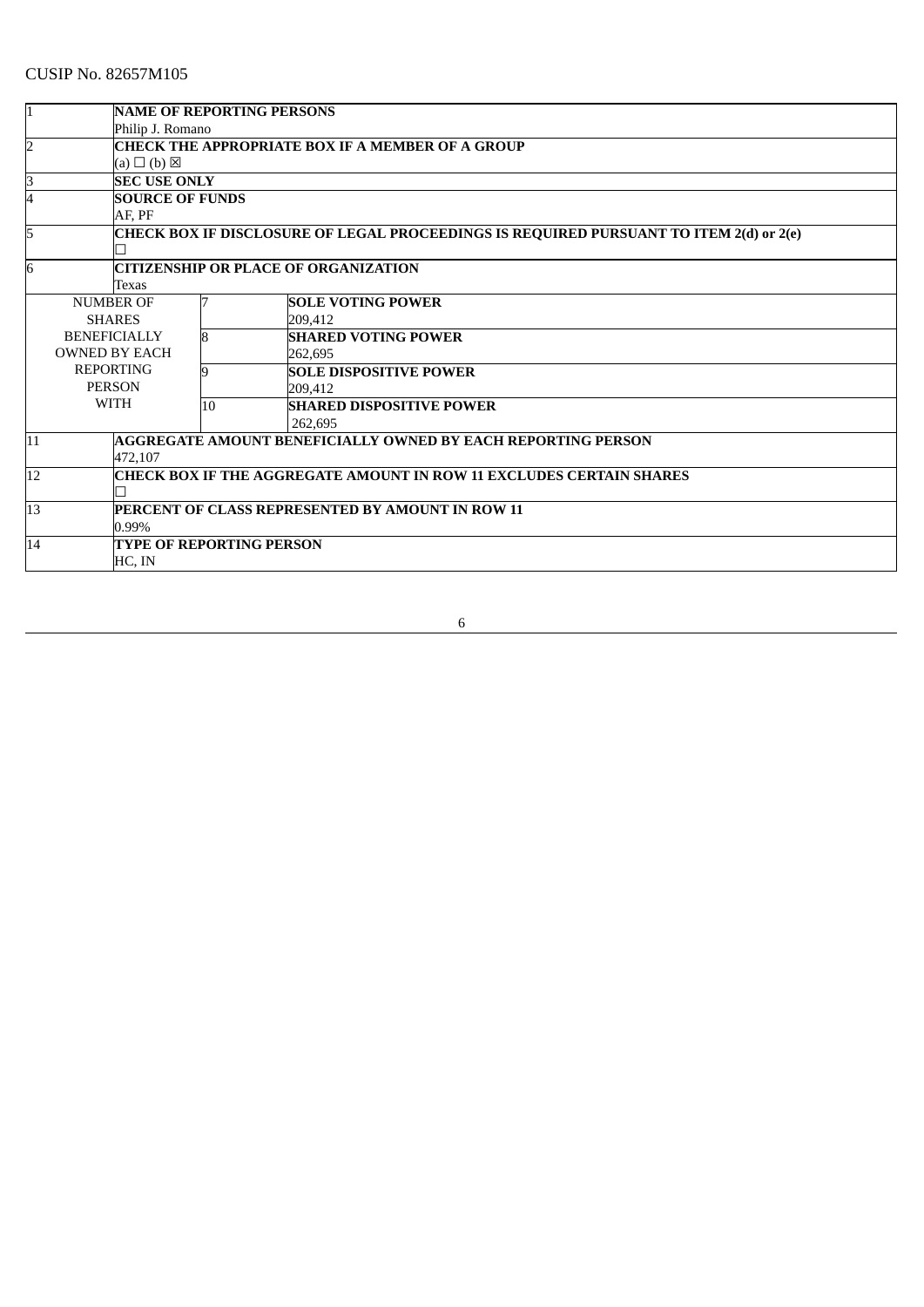CUSIP No. 82657M105

| | | | |
|---|---|---|---|
| 1 | **NAME OF REPORTING PERSONS**<br>Philip J. Romano | | |
| 2 | **CHECK THE APPROPRIATE BOX IF A MEMBER OF A GROUP**<br>(a) ☐ (b) ☒ | | |
| 3 | **SEC USE ONLY** | | |
| 4 | **SOURCE OF FUNDS**<br>AF, PF | | |
| 5 | **CHECK BOX IF DISCLOSURE OF LEGAL PROCEEDINGS IS REQUIRED PURSUANT TO ITEM 2(d) or 2(e)**<br>☐ | | |
| 6 | **CITIZENSHIP OR PLACE OF ORGANIZATION**<br>Texas | | |
| NUMBER OF SHARES BENEFICIALLY OWNED BY EACH REPORTING PERSON WITH | | 7 | **SOLE VOTING POWER**<br>209,412 |
| | | 8 | **SHARED VOTING POWER**<br>262,695 |
| | | 9 | **SOLE DISPOSITIVE POWER**<br>209,412 |
| | | 10 | **SHARED DISPOSITIVE POWER**<br>262,695 |
| 11 | **AGGREGATE AMOUNT BENEFICIALLY OWNED BY EACH REPORTING PERSON**<br>472,107 | | |
| 12 | **CHECK BOX IF THE AGGREGATE AMOUNT IN ROW 11 EXCLUDES CERTAIN SHARES**<br>☐ | | |
| 13 | **PERCENT OF CLASS REPRESENTED BY AMOUNT IN ROW 11**<br>0.99% | | |
| 14 | **TYPE OF REPORTING PERSON**<br>HC, IN | | |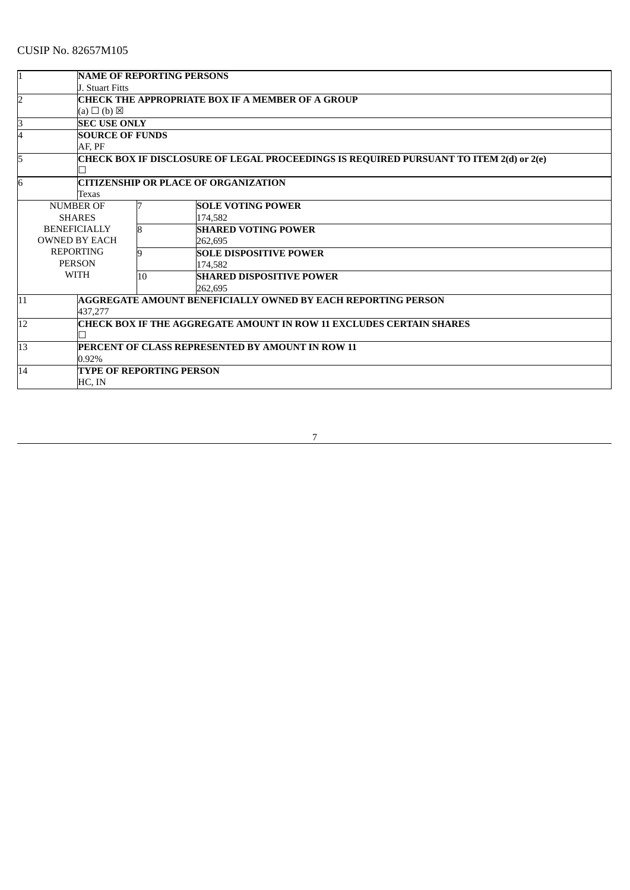CUSIP No. 82657M105

| | | | |
|---|---|---|---|
| 1 | **NAME OF REPORTING PERSONS**<br>J. Stuart Fitts | | |
| 2 | **CHECK THE APPROPRIATE BOX IF A MEMBER OF A GROUP**<br>(a) ☐ (b) ☒ | | |
| 3 | **SEC USE ONLY** | | |
| 4 | **SOURCE OF FUNDS**<br>AF, PF | | |
| 5 | **CHECK BOX IF DISCLOSURE OF LEGAL PROCEEDINGS IS REQUIRED PURSUANT TO ITEM 2(d) or 2(e)**<br>☐ | | |
| 6 | **CITIZENSHIP OR PLACE OF ORGANIZATION**<br>Texas | | |
| NUMBER OF SHARES BENEFICIALLY OWNED BY EACH REPORTING PERSON WITH | | 7 | **SOLE VOTING POWER**<br>174,582 |
| | | 8 | **SHARED VOTING POWER**<br>262,695 |
| | | 9 | **SOLE DISPOSITIVE POWER**<br>174,582 |
| | | 10 | **SHARED DISPOSITIVE POWER**<br>262,695 |
| 11 | **AGGREGATE AMOUNT BENEFICIALLY OWNED BY EACH REPORTING PERSON**<br>437,277 | | |
| 12 | **CHECK BOX IF THE AGGREGATE AMOUNT IN ROW 11 EXCLUDES CERTAIN SHARES**<br>☐ | | |
| 13 | **PERCENT OF CLASS REPRESENTED BY AMOUNT IN ROW 11**<br>0.92% | | |
| 14 | **TYPE OF REPORTING PERSON**<br>HC, IN | | |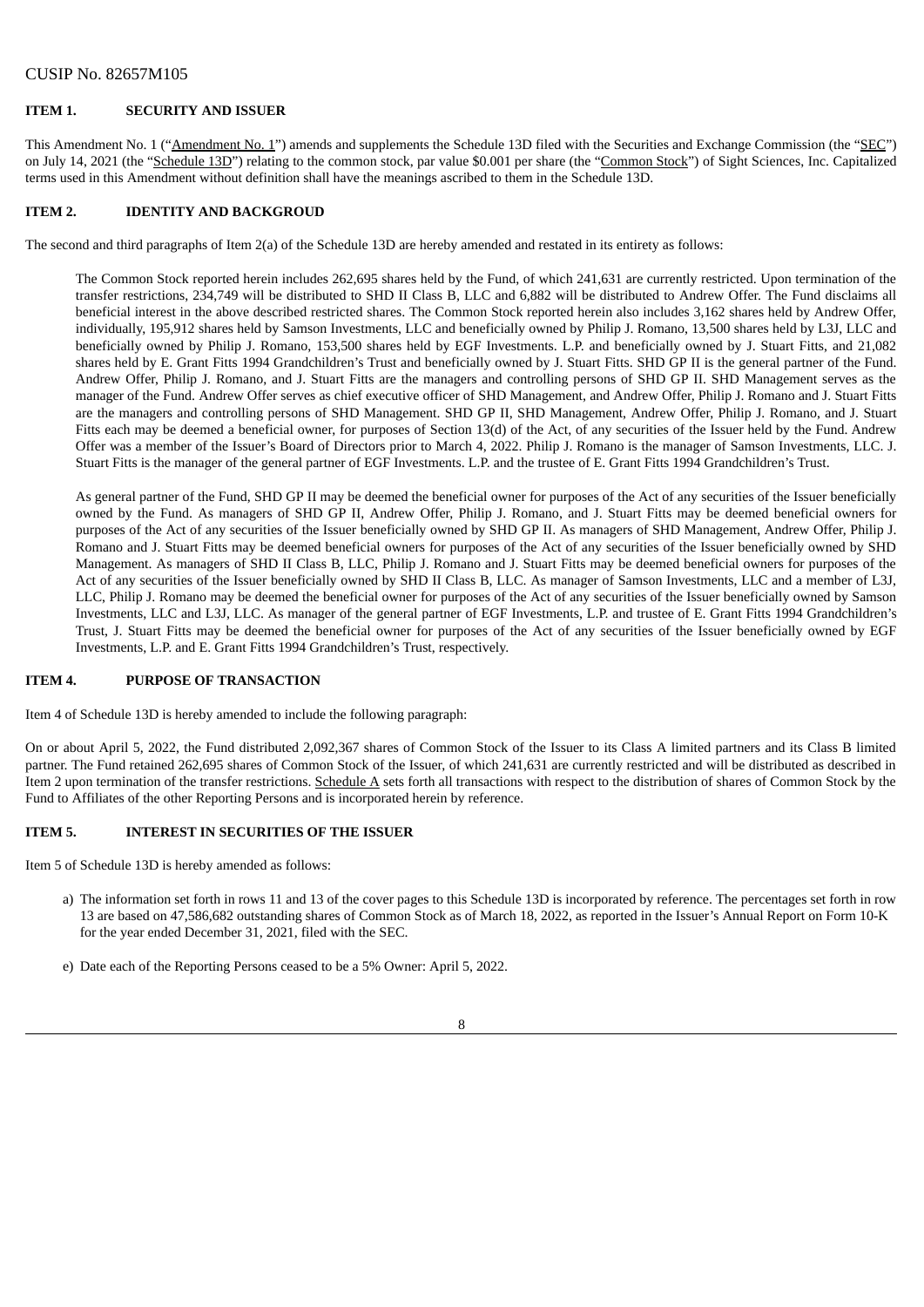CUSIP No. 82657M105

## ITEM 1. SECURITY AND ISSUER

This Amendment No. 1 ("Amendment No. 1") amends and supplements the Schedule 13D filed with the Securities and Exchange Commission (the "SEC") on July 14, 2021 (the "Schedule 13D") relating to the common stock, par value $0.001 per share (the "Common Stock") of Sight Sciences, Inc. Capitalized terms used in this Amendment without definition shall have the meanings ascribed to them in the Schedule 13D.

## ITEM 2. IDENTITY AND BACKGROUD

The second and third paragraphs of Item 2(a) of the Schedule 13D are hereby amended and restated in its entirety as follows:

> The Common Stock reported herein includes 262,695 shares held by the Fund, of which 241,631 are currently restricted. Upon termination of the transfer restrictions, 234,749 will be distributed to SHD II Class B, LLC and 6,882 will be distributed to Andrew Offer. The Fund disclaims all beneficial interest in the above described restricted shares. The Common Stock reported herein also includes 3,162 shares held by Andrew Offer, individually, 195,912 shares held by Samson Investments, LLC and beneficially owned by Philip J. Romano, 13,500 shares held by L3J, LLC and beneficially owned by Philip J. Romano, 153,500 shares held by EGF Investments. L.P. and beneficially owned by J. Stuart Fitts, and 21,082 shares held by E. Grant Fitts 1994 Grandchildren's Trust and beneficially owned by J. Stuart Fitts. SHD GP II is the general partner of the Fund. Andrew Offer, Philip J. Romano, and J. Stuart Fitts are the managers and controlling persons of SHD GP II. SHD Management serves as the manager of the Fund. Andrew Offer serves as chief executive officer of SHD Management, and Andrew Offer, Philip J. Romano and J. Stuart Fitts are the managers and controlling persons of SHD Management. SHD GP II, SHD Management, Andrew Offer, Philip J. Romano, and J. Stuart Fitts each may be deemed a beneficial owner, for purposes of Section 13(d) of the Act, of any securities of the Issuer held by the Fund. Andrew Offer was a member of the Issuer's Board of Directors prior to March 4, 2022. Philip J. Romano is the manager of Samson Investments, LLC. J. Stuart Fitts is the manager of the general partner of EGF Investments. L.P. and the trustee of E. Grant Fitts 1994 Grandchildren's Trust.
>
> As general partner of the Fund, SHD GP II may be deemed the beneficial owner for purposes of the Act of any securities of the Issuer beneficially owned by the Fund. As managers of SHD GP II, Andrew Offer, Philip J. Romano, and J. Stuart Fitts may be deemed beneficial owners for purposes of the Act of any securities of the Issuer beneficially owned by SHD GP II. As managers of SHD Management, Andrew Offer, Philip J. Romano and J. Stuart Fitts may be deemed beneficial owners for purposes of the Act of any securities of the Issuer beneficially owned by SHD Management. As managers of SHD II Class B, LLC, Philip J. Romano and J. Stuart Fitts may be deemed beneficial owners for purposes of the Act of any securities of the Issuer beneficially owned by SHD II Class B, LLC. As manager of Samson Investments, LLC and a member of L3J, LLC, Philip J. Romano may be deemed the beneficial owner for purposes of the Act of any securities of the Issuer beneficially owned by Samson Investments, LLC and L3J, LLC. As manager of the general partner of EGF Investments, L.P. and trustee of E. Grant Fitts 1994 Grandchildren's Trust, J. Stuart Fitts may be deemed the beneficial owner for purposes of the Act of any securities of the Issuer beneficially owned by EGF Investments, L.P. and E. Grant Fitts 1994 Grandchildren's Trust, respectively.

## ITEM 4. PURPOSE OF TRANSACTION

Item 4 of Schedule 13D is hereby amended to include the following paragraph:

On or about April 5, 2022, the Fund distributed 2,092,367 shares of Common Stock of the Issuer to its Class A limited partners and its Class B limited partner. The Fund retained 262,695 shares of Common Stock of the Issuer, of which 241,631 are currently restricted and will be distributed as described in Item 2 upon termination of the transfer restrictions. Schedule A sets forth all transactions with respect to the distribution of shares of Common Stock by the Fund to Affiliates of the other Reporting Persons and is incorporated herein by reference.

## ITEM 5. INTEREST IN SECURITIES OF THE ISSUER

Item 5 of Schedule 13D is hereby amended as follows:

a) The information set forth in rows 11 and 13 of the cover pages to this Schedule 13D is incorporated by reference. The percentages set forth in row 13 are based on 47,586,682 outstanding shares of Common Stock as of March 18, 2022, as reported in the Issuer's Annual Report on Form 10-K for the year ended December 31, 2021, filed with the SEC.

e) Date each of the Reporting Persons ceased to be a 5% Owner: April 5, 2022.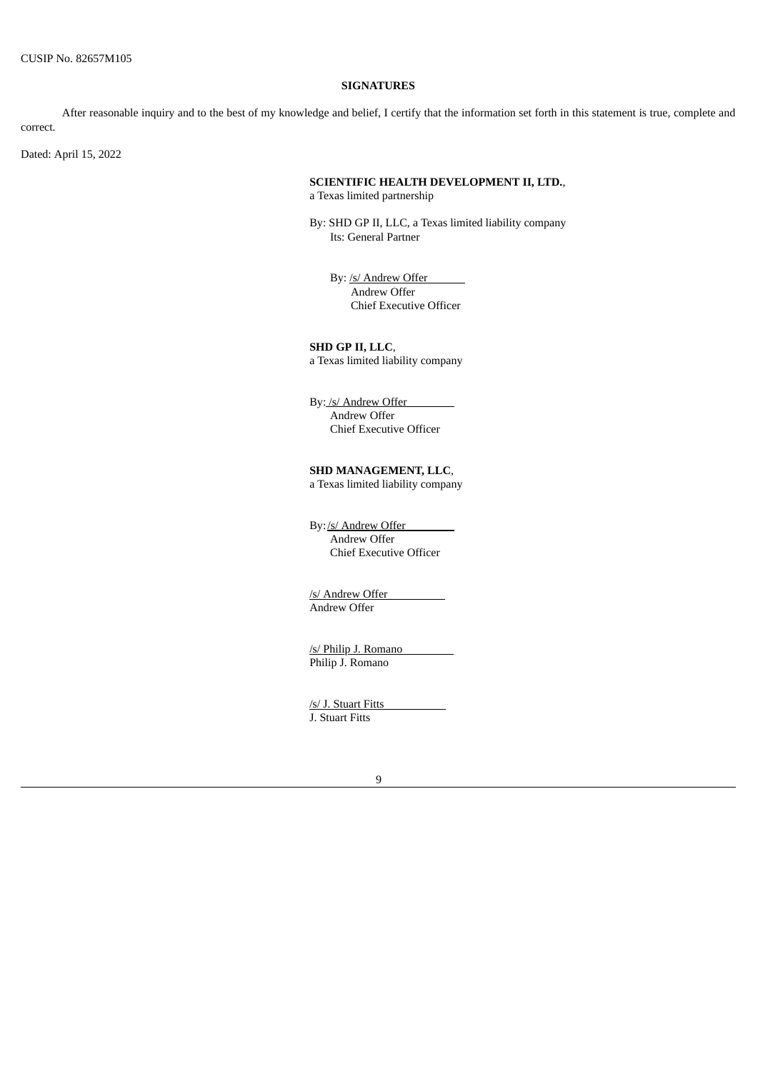CUSIP No. 82657M105

**SIGNATURES**

After reasonable inquiry and to the best of my knowledge and belief, I certify that the information set forth in this statement is true, complete and correct.

Dated: April 15, 2022

**SCIENTIFIC HEALTH DEVELOPMENT II, LTD.**,
a Texas limited partnership

By: SHD GP II, LLC, a Texas limited liability company
Its: General Partner

By: /s/ Andrew Offer
Andrew Offer
Chief Executive Officer

**SHD GP II, LLC**,
a Texas limited liability company

By: /s/ Andrew Offer
Andrew Offer
Chief Executive Officer

**SHD MANAGEMENT, LLC**,
a Texas limited liability company

By: /s/ Andrew Offer
Andrew Offer
Chief Executive Officer

/s/ Andrew Offer
Andrew Offer

/s/ Philip J. Romano
Philip J. Romano

/s/ J. Stuart Fitts
J. Stuart Fitts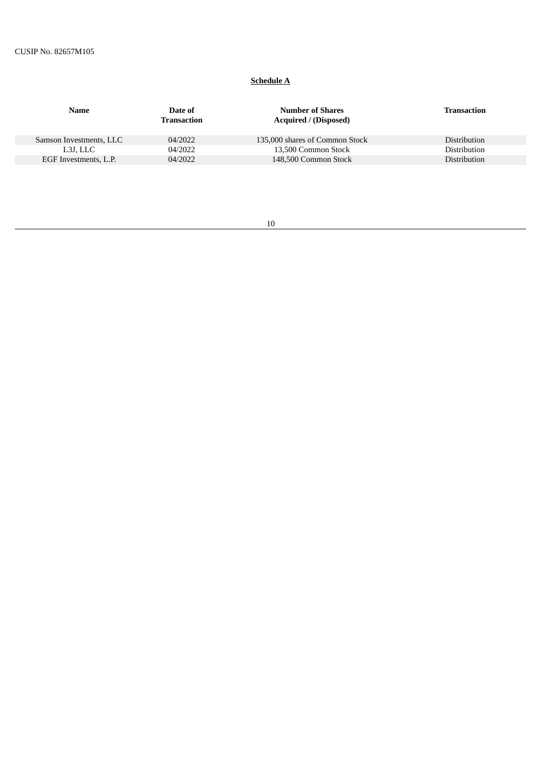CUSIP No. 82657M105

**Schedule A**

| Name | Date of Transaction | Number of Shares Acquired / (Disposed) | Transaction |
|---|---|---|---|
| Samson Investments, LLC | 04/2022 | 135,000 shares of Common Stock | Distribution |
| L3J, LLC | 04/2022 | 13,500 Common Stock | Distribution |
| EGF Investments, L.P. | 04/2022 | 148,500 Common Stock | Distribution |